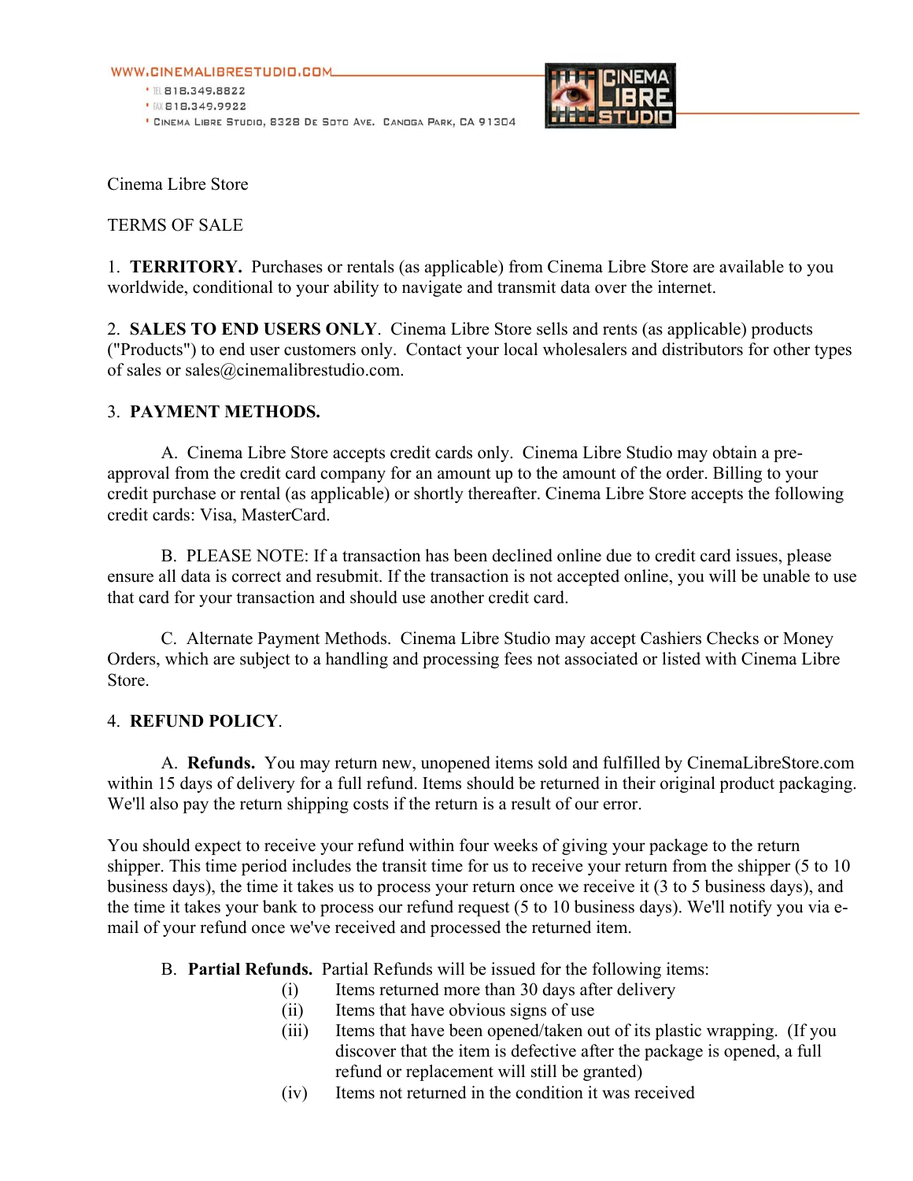WWW.CINEMALIBRESTUDIO.COM
TEL 818.349.8822
FAX 818.349.9922
CINEMA LIBRE STUDIO, 8328 DE SOTO AVE. CANOGA PARK, CA 91304

Cinema Libre Store

TERMS OF SALE

1. **TERRITORY.** Purchases or rentals (as applicable) from Cinema Libre Store are available to you worldwide, conditional to your ability to navigate and transmit data over the internet.

2. **SALES TO END USERS ONLY**. Cinema Libre Store sells and rents (as applicable) products ("Products") to end user customers only. Contact your local wholesalers and distributors for other types of sales or sales@cinemalibrestudio.com.

3. **PAYMENT METHODS.**

A. Cinema Libre Store accepts credit cards only. Cinema Libre Studio may obtain a pre-approval from the credit card company for an amount up to the amount of the order. Billing to your credit purchase or rental (as applicable) or shortly thereafter. Cinema Libre Store accepts the following credit cards: Visa, MasterCard.

B. PLEASE NOTE: If a transaction has been declined online due to credit card issues, please ensure all data is correct and resubmit. If the transaction is not accepted online, you will be unable to use that card for your transaction and should use another credit card.

C. Alternate Payment Methods. Cinema Libre Studio may accept Cashiers Checks or Money Orders, which are subject to a handling and processing fees not associated or listed with Cinema Libre Store.

4. **REFUND POLICY**.

A. **Refunds.** You may return new, unopened items sold and fulfilled by CinemaLibreStore.com within 15 days of delivery for a full refund. Items should be returned in their original product packaging. We'll also pay the return shipping costs if the return is a result of our error.

You should expect to receive your refund within four weeks of giving your package to the return shipper. This time period includes the transit time for us to receive your return from the shipper (5 to 10 business days), the time it takes us to process your return once we receive it (3 to 5 business days), and the time it takes your bank to process our refund request (5 to 10 business days). We'll notify you via e-mail of your refund once we've received and processed the returned item.

B. **Partial Refunds.** Partial Refunds will be issued for the following items:

(i) Items returned more than 30 days after delivery
(ii) Items that have obvious signs of use
(iii) Items that have been opened/taken out of its plastic wrapping. (If you discover that the item is defective after the package is opened, a full refund or replacement will still be granted)
(iv) Items not returned in the condition it was received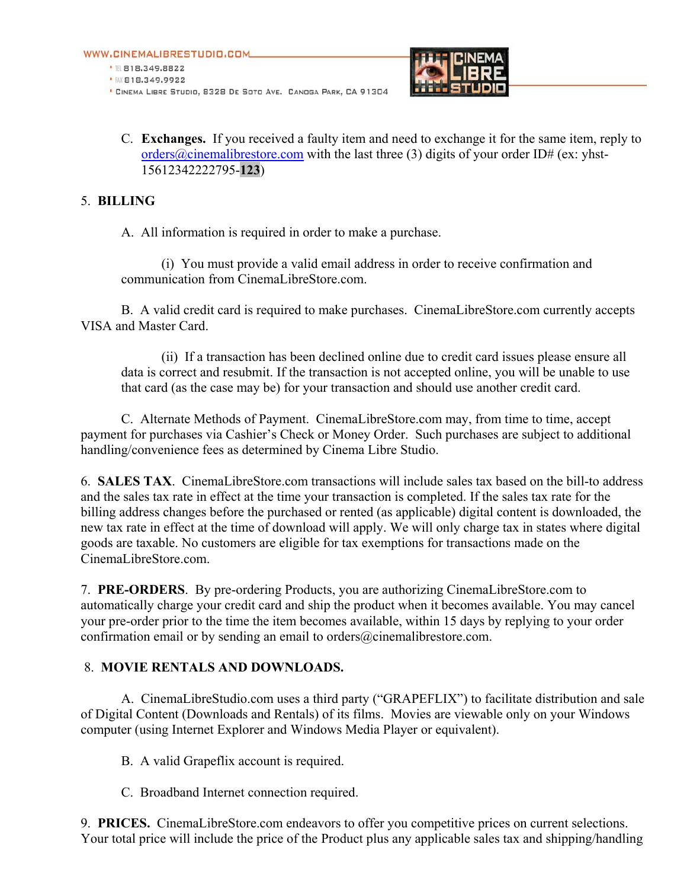C. **Exchanges.** If you received a faulty item and need to exchange it for the same item, reply to orders@cinemalibrestore.com with the last three (3) digits of your order ID# (ex: yhst-15612342222795-**123**)

5. **BILLING**

A. All information is required in order to make a purchase.

(i) You must provide a valid email address in order to receive confirmation and communication from CinemaLibreStore.com.

B. A valid credit card is required to make purchases. CinemaLibreStore.com currently accepts VISA and Master Card.

(ii) If a transaction has been declined online due to credit card issues please ensure all data is correct and resubmit. If the transaction is not accepted online, you will be unable to use that card (as the case may be) for your transaction and should use another credit card.

C. Alternate Methods of Payment. CinemaLibreStore.com may, from time to time, accept payment for purchases via Cashier's Check or Money Order. Such purchases are subject to additional handling/convenience fees as determined by Cinema Libre Studio.

6. **SALES TAX**. CinemaLibreStore.com transactions will include sales tax based on the bill-to address and the sales tax rate in effect at the time your transaction is completed. If the sales tax rate for the billing address changes before the purchased or rented (as applicable) digital content is downloaded, the new tax rate in effect at the time of download will apply. We will only charge tax in states where digital goods are taxable. No customers are eligible for tax exemptions for transactions made on the CinemaLibreStore.com.

7. **PRE-ORDERS**. By pre-ordering Products, you are authorizing CinemaLibreStore.com to automatically charge your credit card and ship the product when it becomes available. You may cancel your pre-order prior to the time the item becomes available, within 15 days by replying to your order confirmation email or by sending an email to orders@cinemalibrestore.com.

8. **MOVIE RENTALS AND DOWNLOADS.**

A. CinemaLibreStudio.com uses a third party ("GRAPEFLIX") to facilitate distribution and sale of Digital Content (Downloads and Rentals) of its films. Movies are viewable only on your Windows computer (using Internet Explorer and Windows Media Player or equivalent).

B. A valid Grapeflix account is required.

C. Broadband Internet connection required.

9. **PRICES.** CinemaLibreStore.com endeavors to offer you competitive prices on current selections. Your total price will include the price of the Product plus any applicable sales tax and shipping/handling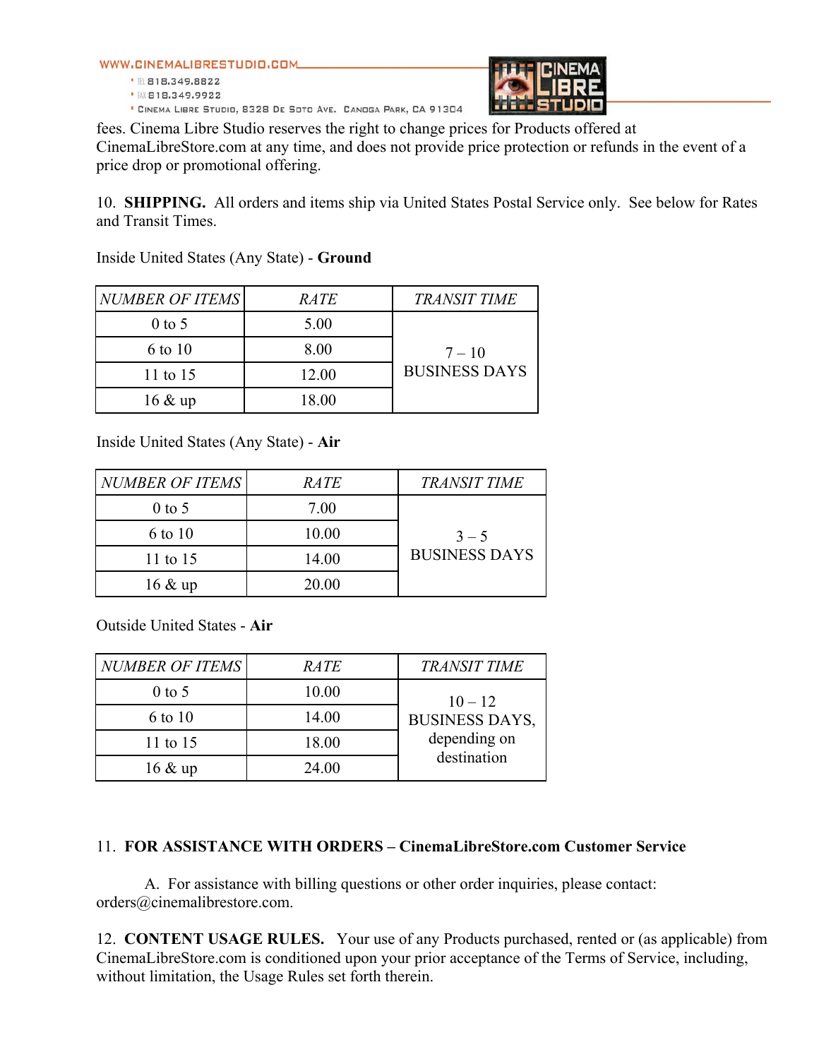fees. Cinema Libre Studio reserves the right to change prices for Products offered at CinemaLibreStore.com at any time, and does not provide price protection or refunds in the event of a price drop or promotional offering.

10. **SHIPPING.** All orders and items ship via United States Postal Service only. See below for Rates and Transit Times.

Inside United States (Any State) - **Ground**

| *NUMBER OF ITEMS* | *RATE* | *TRANSIT TIME* |
|---|---|---|
| 0 to 5 | 5.00 | 7 – 10 BUSINESS DAYS |
| 6 to 10 | 8.00 | |
| 11 to 15 | 12.00 | |
| 16 & up | 18.00 | |

Inside United States (Any State) - **Air**

| *NUMBER OF ITEMS* | *RATE* | *TRANSIT TIME* |
|---|---|---|
| 0 to 5 | 7.00 | 3 – 5 BUSINESS DAYS |
| 6 to 10 | 10.00 | |
| 11 to 15 | 14.00 | |
| 16 & up | 20.00 | |

Outside United States - **Air**

| *NUMBER OF ITEMS* | *RATE* | *TRANSIT TIME* |
|---|---|---|
| 0 to 5 | 10.00 | 10 – 12 BUSINESS DAYS, depending on destination |
| 6 to 10 | 14.00 | |
| 11 to 15 | 18.00 | |
| 16 & up | 24.00 | |

11. **FOR ASSISTANCE WITH ORDERS – CinemaLibreStore.com Customer Service**

A. For assistance with billing questions or other order inquiries, please contact: orders@cinemalibrestore.com.

12. **CONTENT USAGE RULES.** Your use of any Products purchased, rented or (as applicable) from CinemaLibreStore.com is conditioned upon your prior acceptance of the Terms of Service, including, without limitation, the Usage Rules set forth therein.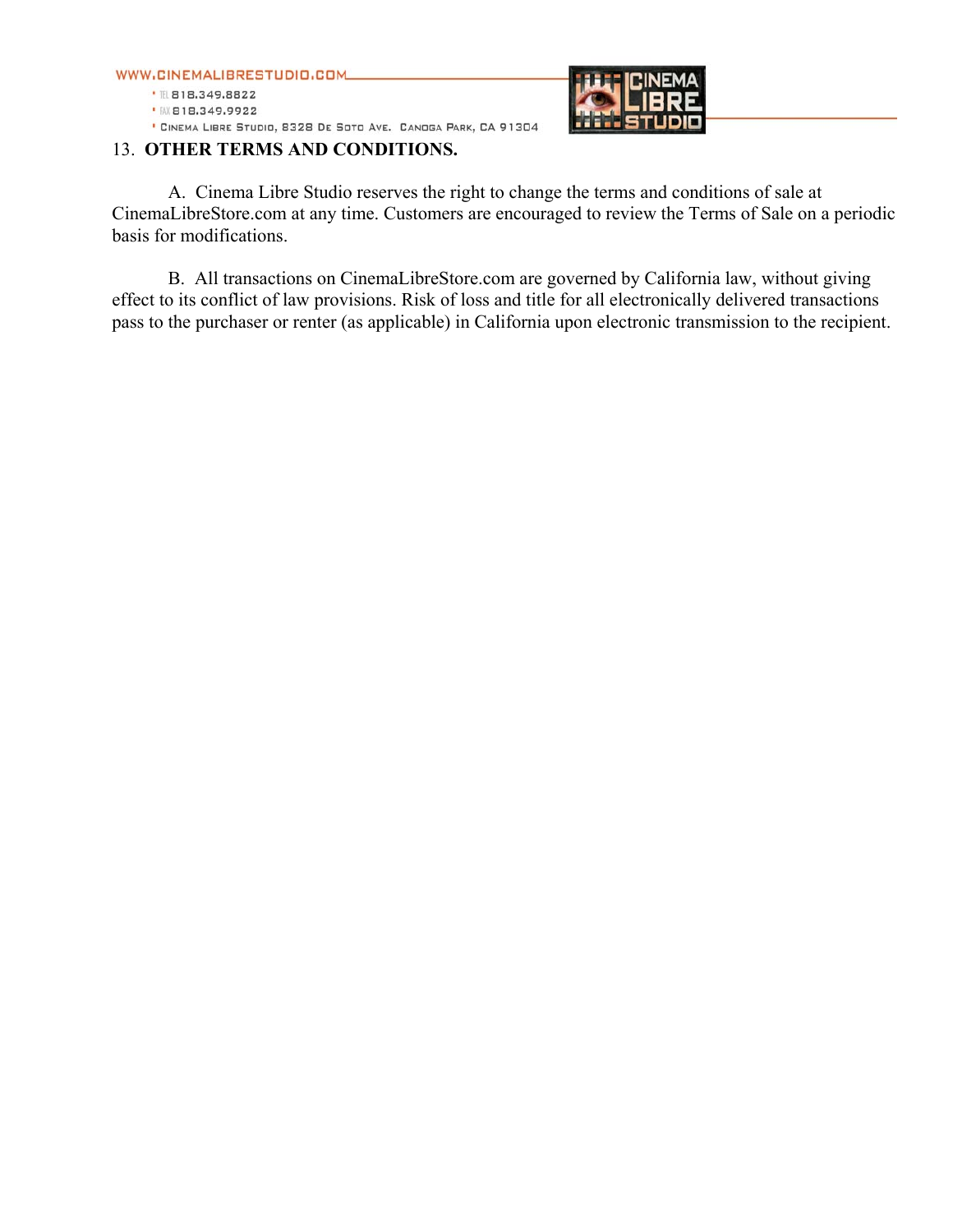13. **OTHER TERMS AND CONDITIONS.**

A. Cinema Libre Studio reserves the right to change the terms and conditions of sale at CinemaLibreStore.com at any time. Customers are encouraged to review the Terms of Sale on a periodic basis for modifications.

B. All transactions on CinemaLibreStore.com are governed by California law, without giving effect to its conflict of law provisions. Risk of loss and title for all electronically delivered transactions pass to the purchaser or renter (as applicable) in California upon electronic transmission to the recipient.